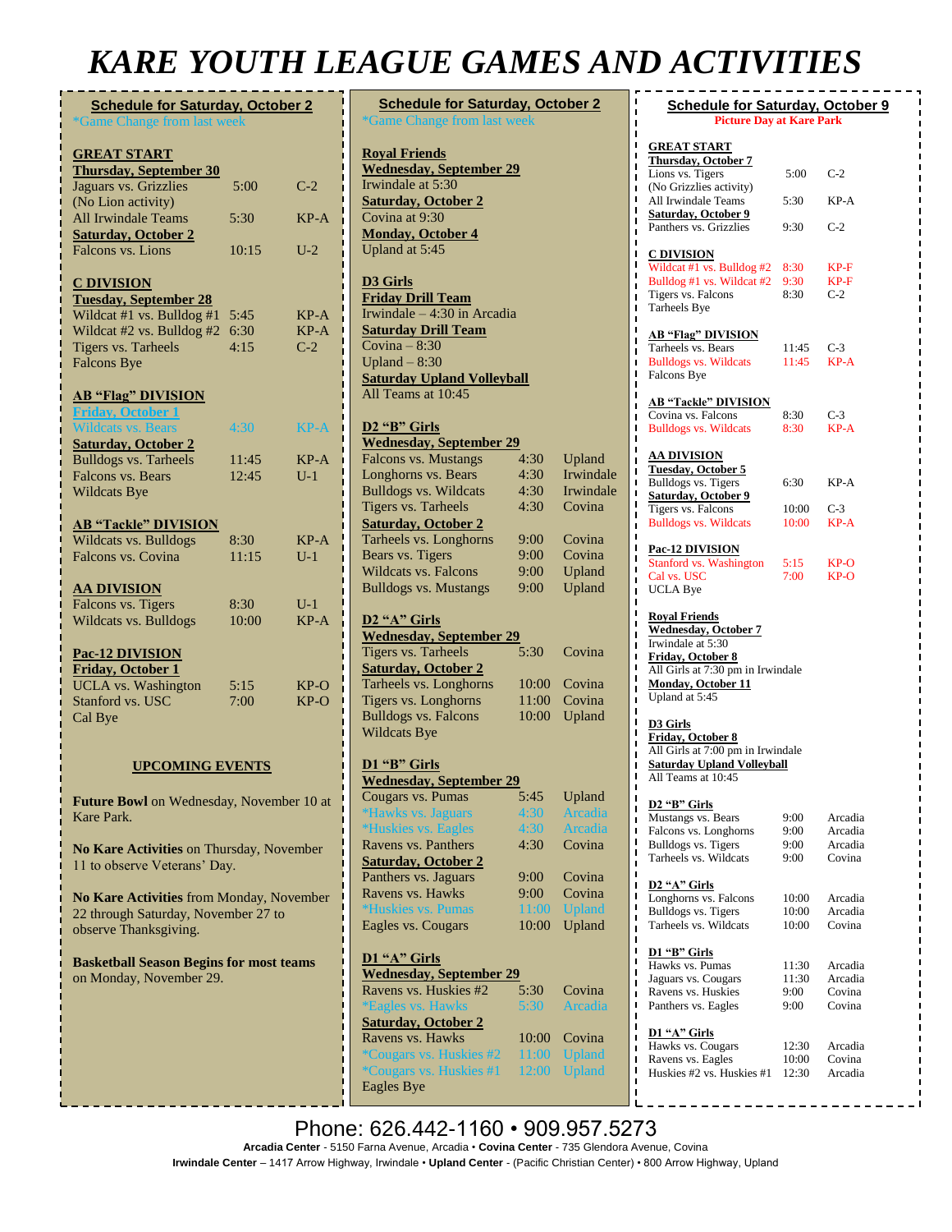# KARE YOUTH LEAGUE GAMES AND ACTIVITIES

## Schedule for Saturday, October 2

*Game Change from last week

**GREAT START**

**Thursday, September 30**

| | | |
|---|---|---|
| Jaguars vs. Grizzlies (No Lion activity) | 5:00 | C-2 |
| All Irwindale Teams | 5:30 | KP-A |

**Saturday, October 2**

| | | |
|---|---|---|
| Falcons vs. Lions | 10:15 | U-2 |

**C DIVISION**

**Tuesday, September 28**

| | | |
|---|---|---|
| Wildcat #1 vs. Bulldog #1 | 5:45 | KP-A |
| Wildcat #2 vs. Bulldog #2 | 6:30 | KP-A |
| Tigers vs. Tarheels | 4:15 | C-2 |
| Falcons Bye | | |

**AB "Flag" DIVISION**

**Friday, October 1**

| | | |
|---|---|---|
| Wildcats vs. Bears | 4:30 | KP-A |

**Saturday, October 2**

| | | |
|---|---|---|
| Bulldogs vs. Tarheels | 11:45 | KP-A |
| Falcons vs. Bears | 12:45 | U-1 |
| Wildcats Bye | | |

**AB "Tackle" DIVISION**

| | | |
|---|---|---|
| Wildcats vs. Bulldogs | 8:30 | KP-A |
| Falcons vs. Covina | 11:15 | U-1 |

**AA DIVISION**

| | | |
|---|---|---|
| Falcons vs. Tigers | 8:30 | U-1 |
| Wildcats vs. Bulldogs | 10:00 | KP-A |

**Pac-12 DIVISION**

**Friday, October 1**

| | | |
|---|---|---|
| UCLA vs. Washington | 5:15 | KP-O |
| Stanford vs. USC | 7:00 | KP-O |
| Cal Bye | | |

**UPCOMING EVENTS**

**Future Bowl** on Wednesday, November 10 at Kare Park.

**No Kare Activities** on Thursday, November 11 to observe Veterans' Day.

**No Kare Activities** from Monday, November 22 through Saturday, November 27 to observe Thanksgiving.

**Basketball Season Begins for most teams** on Monday, November 29.

## Schedule for Saturday, October 2

*Game Change from last week

**Royal Friends**

**Wednesday, September 29**

Irwindale at 5:30

**Saturday, October 2**

Covina at 9:30

**Monday, October 4**

Upland at 5:45

**D3 Girls**

**Friday Drill Team**

Irwindale – 4:30 in Arcadia

**Saturday Drill Team**

Covina – 8:30

Upland – 8:30

**Saturday Upland Volleyball**

All Teams at 10:45

**D2 "B" Girls**

**Wednesday, September 29**

| | | |
|---|---|---|
| Falcons vs. Mustangs | 4:30 | Upland |
| Longhorns vs. Bears | 4:30 | Irwindale |
| Bulldogs vs. Wildcats | 4:30 | Irwindale |
| Tigers vs. Tarheels | 4:30 | Covina |

**Saturday, October 2**

| | | |
|---|---|---|
| Tarheels vs. Longhorns | 9:00 | Covina |
| Bears vs. Tigers | 9:00 | Covina |
| Wildcats vs. Falcons | 9:00 | Upland |
| Bulldogs vs. Mustangs | 9:00 | Upland |

**D2 "A" Girls**

**Wednesday, September 29**

| | | |
|---|---|---|
| Tigers vs. Tarheels | 5:30 | Covina |

**Saturday, October 2**

| | | |
|---|---|---|
| Tarheels vs. Longhorns | 10:00 | Covina |
| Tigers vs. Longhorns | 11:00 | Covina |
| Bulldogs vs. Falcons | 10:00 | Upland |
| Wildcats Bye | | |

**D1 "B" Girls**

**Wednesday, September 29**

| | | |
|---|---|---|
| Cougars vs. Pumas | 5:45 | Upland |
| *Hawks vs. Jaguars | 4:30 | Arcadia |
| *Huskies vs. Eagles | 4:30 | Arcadia |
| Ravens vs. Panthers | 4:30 | Covina |

**Saturday, October 2**

| | | |
|---|---|---|
| Panthers vs. Jaguars | 9:00 | Covina |
| Ravens vs. Hawks | 9:00 | Covina |
| *Huskies vs. Pumas | 11:00 | Upland |
| Eagles vs. Cougars | 10:00 | Upland |

**D1 "A" Girls**

**Wednesday, September 29**

| | | |
|---|---|---|
| Ravens vs. Huskies #2 | 5:30 | Covina |
| *Eagles vs. Hawks | 5:30 | Arcadia |

**Saturday, October 2**

| | | |
|---|---|---|
| Ravens vs. Hawks | 10:00 | Covina |
| *Cougars vs. Huskies #2 | 11:00 | Upland |
| *Cougars vs. Huskies #1 | 12:00 | Upland |
| Eagles Bye | | |

## Schedule for Saturday, October 9

**Picture Day at Kare Park**

**GREAT START**

**Thursday, October 7**

| | | |
|---|---|---|
| Lions vs. Tigers (No Grizzlies activity) | 5:00 | C-2 |
| All Irwindale Teams | 5:30 | KP-A |

**Saturday, October 9**

| | | |
|---|---|---|
| Panthers vs. Grizzlies | 9:30 | C-2 |

**C DIVISION**

| | | |
|---|---|---|
| Wildcat #1 vs. Bulldog #2 | 8:30 | KP-F |
| Bulldog #1 vs. Wildcat #2 | 9:30 | KP-F |
| Tigers vs. Falcons | 8:30 | C-2 |
| Tarheels Bye | | |

**AB "Flag" DIVISION**

| | | |
|---|---|---|
| Tarheels vs. Bears | 11:45 | C-3 |
| Bulldogs vs. Wildcats | 11:45 | KP-A |
| Falcons Bye | | |

**AB "Tackle" DIVISION**

| | | |
|---|---|---|
| Covina vs. Falcons | 8:30 | C-3 |
| Bulldogs vs. Wildcats | 8:30 | KP-A |

**AA DIVISION**

**Tuesday, October 5**

| | | |
|---|---|---|
| Bulldogs vs. Tigers | 6:30 | KP-A |

**Saturday, October 9**

| | | |
|---|---|---|
| Tigers vs. Falcons | 10:00 | C-3 |
| Bulldogs vs. Wildcats | 10:00 | KP-A |

**Pac-12 DIVISION**

| | | |
|---|---|---|
| Stanford vs. Washington | 5:15 | KP-O |
| Cal vs. USC | 7:00 | KP-O |
| UCLA Bye | | |

**Royal Friends**

**Wednesday, October 7**

Irwindale at 5:30

**Friday, October 8**

All Girls at 7:30 pm in Irwindale

**Monday, October 11**

Upland at 5:45

**D3 Girls**

**Friday, October 8**

All Girls at 7:00 pm in Irwindale

**Saturday Upland Volleyball**

All Teams at 10:45

**D2 "B" Girls**

| | | |
|---|---|---|
| Mustangs vs. Bears | 9:00 | Arcadia |
| Falcons vs. Longhorns | 9:00 | Arcadia |
| Bulldogs vs. Tigers | 9:00 | Arcadia |
| Tarheels vs. Wildcats | 9:00 | Covina |

**D2 "A" Girls**

| | | |
|---|---|---|
| Longhorns vs. Falcons | 10:00 | Arcadia |
| Bulldogs vs. Tigers | 10:00 | Arcadia |
| Tarheels vs. Wildcats | 10:00 | Covina |

**D1 "B" Girls**

| | | |
|---|---|---|
| Hawks vs. Pumas | 11:30 | Arcadia |
| Jaguars vs. Cougars | 11:30 | Arcadia |
| Ravens vs. Huskies | 9:00 | Covina |
| Panthers vs. Eagles | 9:00 | Covina |

**D1 "A" Girls**

| | | |
|---|---|---|
| Hawks vs. Cougars | 12:30 | Arcadia |
| Ravens vs. Eagles | 10:00 | Covina |
| Huskies #2 vs. Huskies #1 | 12:30 | Arcadia |

Phone: 626.442-1160 • 909.957.5273

**Arcadia Center** - 5150 Farna Avenue, Arcadia • **Covina Center** - 735 Glendora Avenue, Covina

**Irwindale Center** – 1417 Arrow Highway, Irwindale • **Upland Center** - (Pacific Christian Center) • 800 Arrow Highway, Upland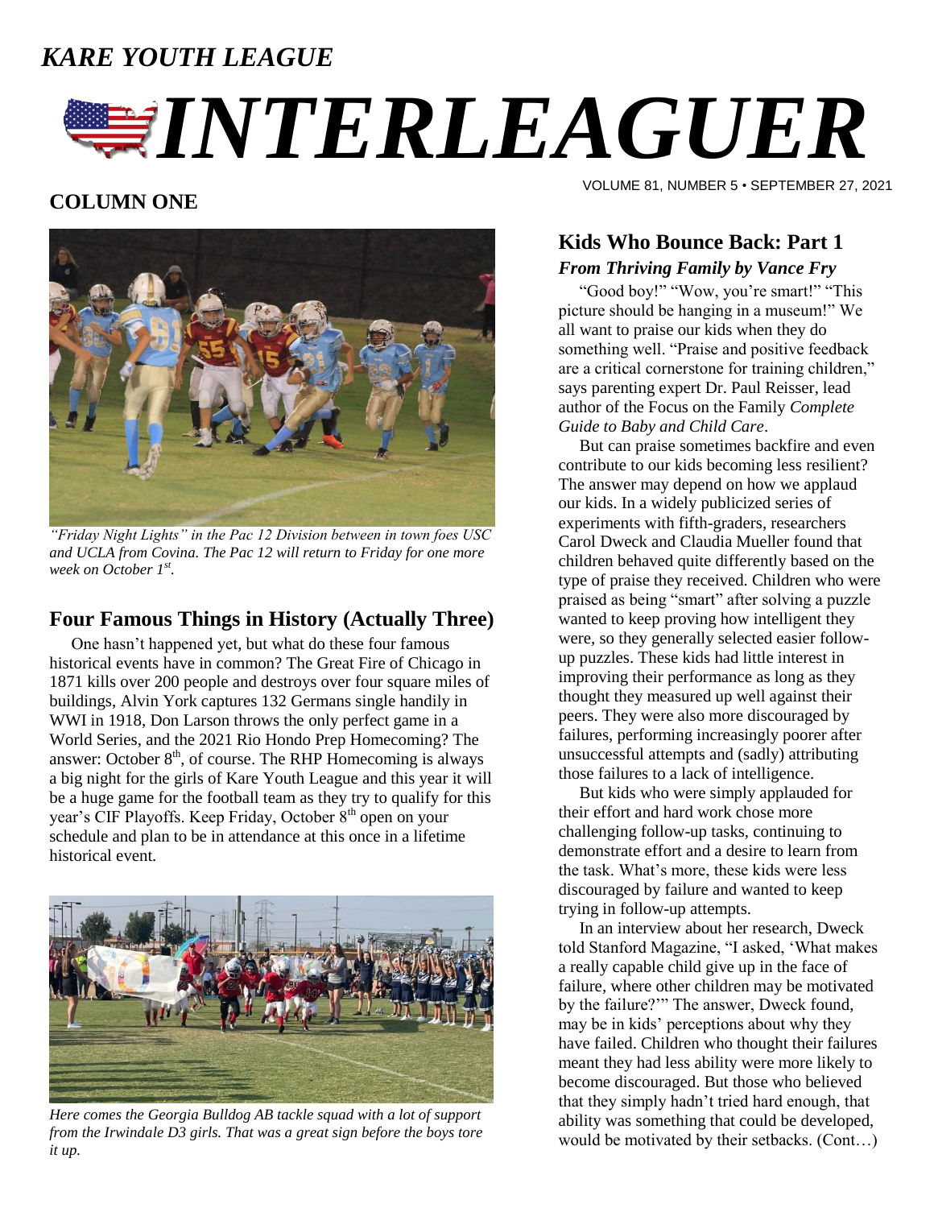*KARE YOUTH LEAGUE*

# *INTERLEAGUER*

VOLUME 81, NUMBER 5 • SEPTEMBER 27, 2021

## COLUMN ONE

*"Friday Night Lights" in the Pac 12 Division between in town foes USC and UCLA from Covina. The Pac 12 will return to Friday for one more week on October 1st.*

## Four Famous Things in History (Actually Three)

One hasn't happened yet, but what do these four famous historical events have in common? The Great Fire of Chicago in 1871 kills over 200 people and destroys over four square miles of buildings, Alvin York captures 132 Germans single handily in WWI in 1918, Don Larson throws the only perfect game in a World Series, and the 2021 Rio Hondo Prep Homecoming? The answer: October 8th, of course. The RHP Homecoming is always a big night for the girls of Kare Youth League and this year it will be a huge game for the football team as they try to qualify for this year's CIF Playoffs. Keep Friday, October 8th open on your schedule and plan to be in attendance at this once in a lifetime historical event.

*Here comes the Georgia Bulldog AB tackle squad with a lot of support from the Irwindale D3 girls. That was a great sign before the boys tore it up.*

## Kids Who Bounce Back: Part 1

### *From Thriving Family by Vance Fry*

"Good boy!" "Wow, you're smart!" "This picture should be hanging in a museum!" We all want to praise our kids when they do something well. "Praise and positive feedback are a critical cornerstone for training children," says parenting expert Dr. Paul Reisser, lead author of the Focus on the Family *Complete Guide to Baby and Child Care*.

But can praise sometimes backfire and even contribute to our kids becoming less resilient? The answer may depend on how we applaud our kids. In a widely publicized series of experiments with fifth-graders, researchers Carol Dweck and Claudia Mueller found that children behaved quite differently based on the type of praise they received. Children who were praised as being "smart" after solving a puzzle wanted to keep proving how intelligent they were, so they generally selected easier follow-up puzzles. These kids had little interest in improving their performance as long as they thought they measured up well against their peers. They were also more discouraged by failures, performing increasingly poorer after unsuccessful attempts and (sadly) attributing those failures to a lack of intelligence.

But kids who were simply applauded for their effort and hard work chose more challenging follow-up tasks, continuing to demonstrate effort and a desire to learn from the task. What's more, these kids were less discouraged by failure and wanted to keep trying in follow-up attempts.

In an interview about her research, Dweck told Stanford Magazine, "I asked, 'What makes a really capable child give up in the face of failure, where other children may be motivated by the failure?'" The answer, Dweck found, may be in kids' perceptions about why they have failed. Children who thought their failures meant they had less ability were more likely to become discouraged. But those who believed that they simply hadn't tried hard enough, that ability was something that could be developed, would be motivated by their setbacks. (Cont…)